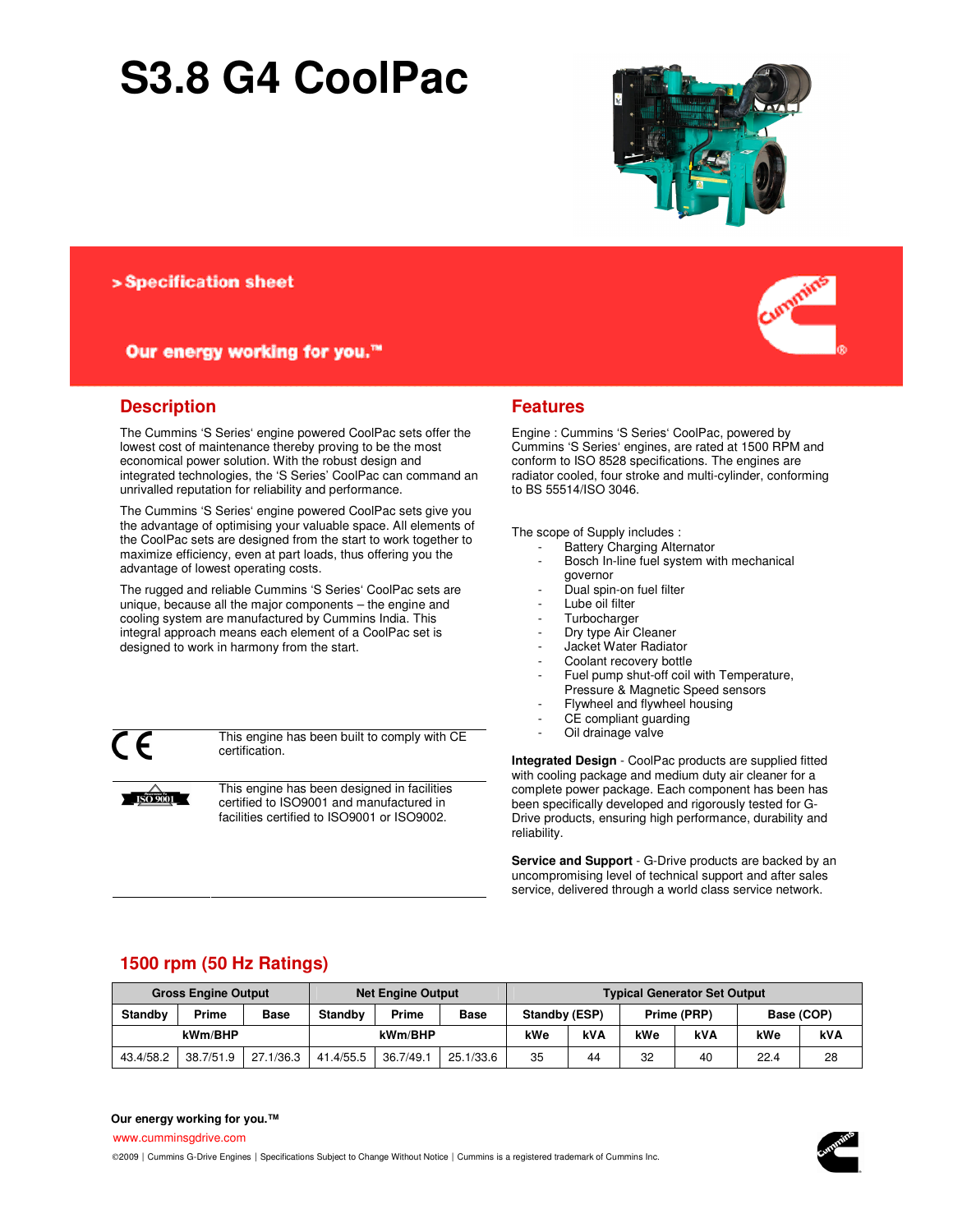# S3.8 G4 CoolPac

> Specification sheet

Our energy working for you.™

## Description

The Cummins 'S Series' engine powered CoolPac sets offer the lowest cost of maintenance thereby proving to be the most economical power solution. With the robust design and integrated technologies, the 'S Series' CoolPac can command an unrivalled reputation for reliability and performance.

The Cummins 'S Series' engine powered CoolPac sets give you the advantage of optimising your valuable space. All elements of the CoolPac sets are designed from the start to work together to maximize efficiency, even at part loads, thus offering you the advantage of lowest operating costs.

The rugged and reliable Cummins 'S Series' CoolPac sets are unique, because all the major components – the engine and cooling system are manufactured by Cummins India. This integral approach means each element of a CoolPac set is designed to work in harmony from the start.

This engine has been built to comply with CE certification.

This engine has been designed in facilities certified to ISO9001 and manufactured in facilities certified to ISO9001 or ISO9002.

## Features

Engine : Cummins 'S Series' CoolPac, powered by Cummins 'S Series' engines, are rated at 1500 RPM and conform to ISO 8528 specifications. The engines are radiator cooled, four stroke and multi-cylinder, conforming to BS 55514/ISO 3046.

The scope of Supply includes :

- Battery Charging Alternator
- Bosch In-line fuel system with mechanical governor
- Dual spin-on fuel filter
- Lube oil filter
- Turbocharger
- Dry type Air Cleaner
- Jacket Water Radiator
- Coolant recovery bottle
- Fuel pump shut-off coil with Temperature, Pressure & Magnetic Speed sensors
- Flywheel and flywheel housing
- CE compliant guarding
- Oil drainage valve

**Integrated Design** - CoolPac products are supplied fitted with cooling package and medium duty air cleaner for a complete power package. Each component has been has been specifically developed and rigorously tested for G-Drive products, ensuring high performance, durability and reliability.

**Service and Support** - G-Drive products are backed by an uncompromising level of technical support and after sales service, delivered through a world class service network.

## 1500 rpm (50 Hz Ratings)

| Gross Engine Output | | | Net Engine Output | | | Typical Generator Set Output | | | | | |
|---|---|---|---|---|---|---|---|---|---|---|---|
| Standby | Prime | Base | Standby | Prime | Base | Standby (ESP) | | Prime (PRP) | | Base (COP) | |
| kWm/BHP | | | kWm/BHP | | | kWe | kVA | kWe | kVA | kWe | kVA |
| 43.4/58.2 | 38.7/51.9 | 27.1/36.3 | 41.4/55.5 | 36.7/49.1 | 25.1/33.6 | 35 | 44 | 32 | 40 | 22.4 | 28 |

**Our energy working for you.™**

www.cumminsgdrive.com

©2009 | Cummins G-Drive Engines | Specifications Subject to Change Without Notice | Cummins is a registered trademark of Cummins Inc.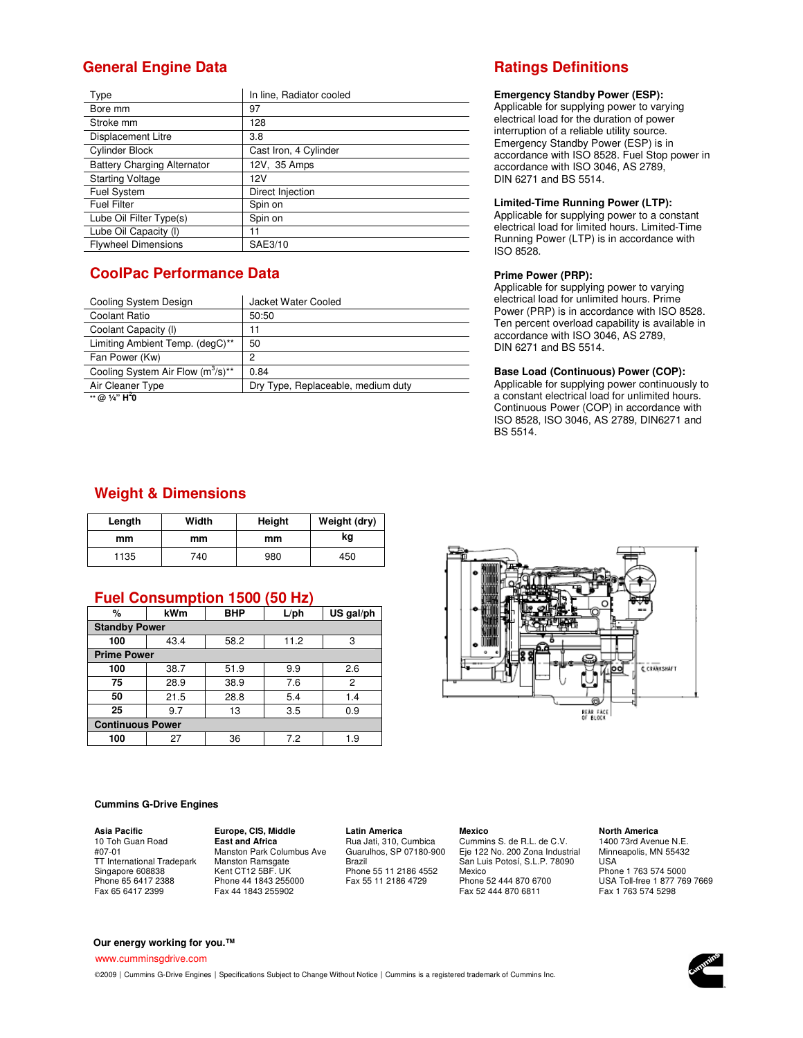## General Engine Data

| | |
|---|---|
| Type | In line, Radiator cooled |
| Bore mm | 97 |
| Stroke mm | 128 |
| Displacement Litre | 3.8 |
| Cylinder Block | Cast Iron, 4 Cylinder |
| Battery Charging Alternator | 12V, 35 Amps |
| Starting Voltage | 12V |
| Fuel System | Direct Injection |
| Fuel Filter | Spin on |
| Lube Oil Filter Type(s) | Spin on |
| Lube Oil Capacity (l) | 11 |
| Flywheel Dimensions | SAE3/10 |

## CoolPac Performance Data

| | |
|---|---|
| Cooling System Design | Jacket Water Cooled |
| Coolant Ratio | 50:50 |
| Coolant Capacity (l) | 11 |
| Limiting Ambient Temp. (degC)** | 50 |
| Fan Power (Kw) | 2 |
| Cooling System Air Flow ($m^3$/s)** | 0.84 |
| Air Cleaner Type | Dry Type, Replaceable, medium duty |

** @ ¼" $H_20$

## Weight & Dimensions

| Length | Width | Height | Weight (dry) |
|---|---|---|---|
| mm | mm | mm | kg |
| 1135 | 740 | 980 | 450 |

## Fuel Consumption 1500 (50 Hz)

| % | kWm | BHP | L/ph | US gal/ph |
|---|---|---|---|---|
| **Standby Power** | | | | |
| 100 | 43.4 | 58.2 | 11.2 | 3 |
| **Prime Power** | | | | |
| 100 | 38.7 | 51.9 | 9.9 | 2.6 |
| 75 | 28.9 | 38.9 | 7.6 | 2 |
| 50 | 21.5 | 28.8 | 5.4 | 1.4 |
| 25 | 9.7 | 13 | 3.5 | 0.9 |
| **Continuous Power** | | | | |
| 100 | 27 | 36 | 7.2 | 1.9 |

℄ CRANKSHAFT

REAR FACE OF BLOCK

## Ratings Definitions

**Emergency Standby Power (ESP):**
Applicable for supplying power to varying electrical load for the duration of power interruption of a reliable utility source. Emergency Standby Power (ESP) is in accordance with ISO 8528. Fuel Stop power in accordance with ISO 3046, AS 2789, DIN 6271 and BS 5514.

**Limited-Time Running Power (LTP):**
Applicable for supplying power to a constant electrical load for limited hours. Limited-Time Running Power (LTP) is in accordance with ISO 8528.

**Prime Power (PRP):**
Applicable for supplying power to varying electrical load for unlimited hours. Prime Power (PRP) is in accordance with ISO 8528. Ten percent overload capability is available in accordance with ISO 3046, AS 2789, DIN 6271 and BS 5514.

**Base Load (Continuous) Power (COP):**
Applicable for supplying power continuously to a constant electrical load for unlimited hours. Continuous Power (COP) in accordance with ISO 8528, ISO 3046, AS 2789, DIN6271 and BS 5514.

**Cummins G-Drive Engines**

**Asia Pacific**
10 Toh Guan Road
#07-01
TT International Tradepark
Singapore 608838
Phone 65 6417 2388
Fax 65 6417 2399

**Europe, CIS, Middle East and Africa**
Manston Park Columbus Ave
Manston Ramsgate
Kent CT12 5BF. UK
Phone 44 1843 255000
Fax 44 1843 255902

**Latin America**
Rua Jati, 310, Cumbica
Guarulhos, SP 07180-900
Brazil
Phone 55 11 2186 4552
Fax 55 11 2186 4729

**Mexico**
Cummins S. de R.L. de C.V.
Eje 122 No. 200 Zona Industrial
San Luis Potosí, S.L.P. 78090
Mexico
Phone 52 444 870 6700
Fax 52 444 870 6811

**North America**
1400 73rd Avenue N.E.
Minneapolis, MN 55432
USA
Phone 1 763 574 5000
USA Toll-free 1 877 769 7669
Fax 1 763 574 5298

**Our energy working for you.™**

www.cumminsgdrive.com

©2009 | Cummins G-Drive Engines | Specifications Subject to Change Without Notice | Cummins is a registered trademark of Cummins Inc.